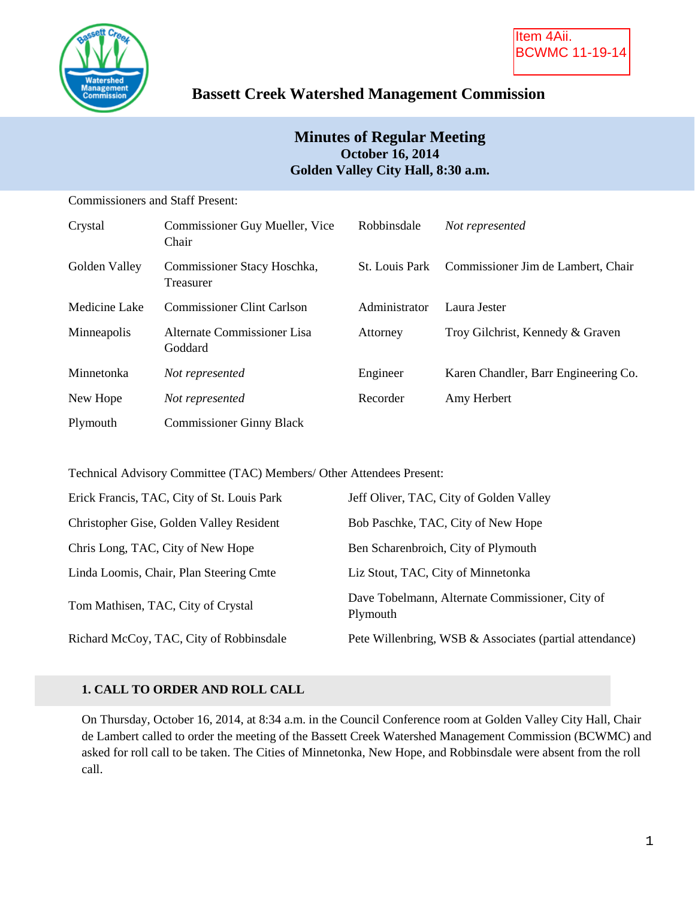Item 4Aii.
BCWMC 11-19-14

# Bassett Creek Watershed Management Commission

## Minutes of Regular Meeting
**October 16, 2014**
**Golden Valley City Hall, 8:30 a.m.**

Commissioners and Staff Present:

| | | | |
|---|---|---|---|
| Crystal | Commissioner Guy Mueller, Vice Chair | Robbinsdale | *Not represented* |
| Golden Valley | Commissioner Stacy Hoschka, Treasurer | St. Louis Park | Commissioner Jim de Lambert, Chair |
| Medicine Lake | Commissioner Clint Carlson | Administrator | Laura Jester |
| Minneapolis | Alternate Commissioner Lisa Goddard | Attorney | Troy Gilchrist, Kennedy & Graven |
| Minnetonka | *Not represented* | Engineer | Karen Chandler, Barr Engineering Co. |
| New Hope | *Not represented* | Recorder | Amy Herbert |
| Plymouth | Commissioner Ginny Black | | |

Technical Advisory Committee (TAC) Members/ Other Attendees Present:

| | |
|---|---|
| Erick Francis, TAC, City of St. Louis Park | Jeff Oliver, TAC, City of Golden Valley |
| Christopher Gise, Golden Valley Resident | Bob Paschke, TAC, City of New Hope |
| Chris Long, TAC, City of New Hope | Ben Scharenbroich, City of Plymouth |
| Linda Loomis, Chair, Plan Steering Cmte | Liz Stout, TAC, City of Minnetonka |
| Tom Mathisen, TAC, City of Crystal | Dave Tobelmann, Alternate Commissioner, City of Plymouth |
| Richard McCoy, TAC, City of Robbinsdale | Pete Willenbring, WSB & Associates (partial attendance) |

### 1. CALL TO ORDER AND ROLL CALL

On Thursday, October 16, 2014, at 8:34 a.m. in the Council Conference room at Golden Valley City Hall, Chair de Lambert called to order the meeting of the Bassett Creek Watershed Management Commission (BCWMC) and asked for roll call to be taken. The Cities of Minnetonka, New Hope, and Robbinsdale were absent from the roll call.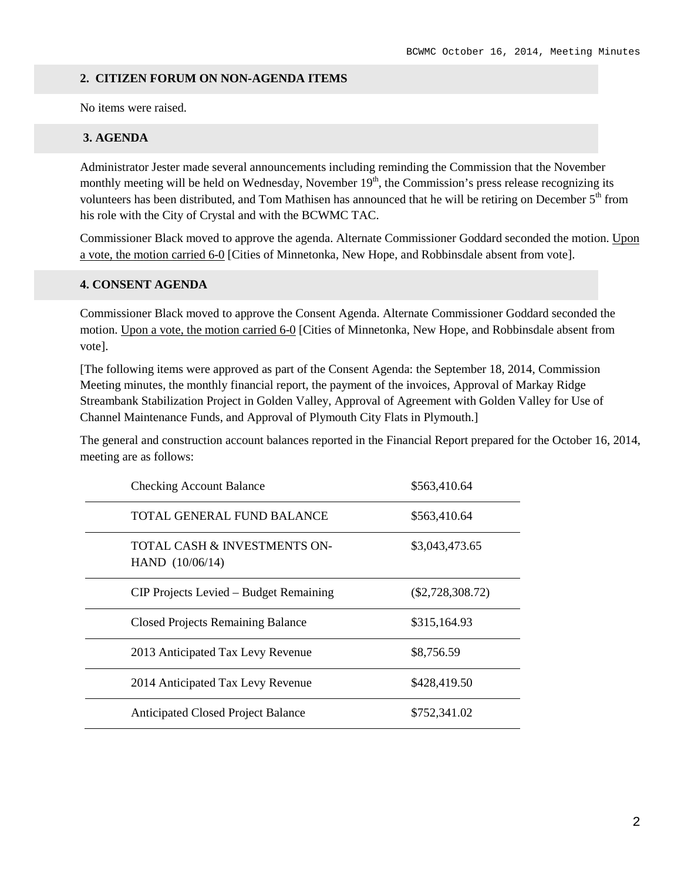## 2. CITIZEN FORUM ON NON-AGENDA ITEMS

No items were raised.

## 3. AGENDA

Administrator Jester made several announcements including reminding the Commission that the November monthly meeting will be held on Wednesday, November 19th, the Commission's press release recognizing its volunteers has been distributed, and Tom Mathisen has announced that he will be retiring on December 5th from his role with the City of Crystal and with the BCWMC TAC.

Commissioner Black moved to approve the agenda. Alternate Commissioner Goddard seconded the motion. Upon a vote, the motion carried 6-0 [Cities of Minnetonka, New Hope, and Robbinsdale absent from vote].

## 4. CONSENT AGENDA

Commissioner Black moved to approve the Consent Agenda. Alternate Commissioner Goddard seconded the motion. Upon a vote, the motion carried 6-0 [Cities of Minnetonka, New Hope, and Robbinsdale absent from vote].

[The following items were approved as part of the Consent Agenda: the September 18, 2014, Commission Meeting minutes, the monthly financial report, the payment of the invoices, Approval of Markay Ridge Streambank Stabilization Project in Golden Valley, Approval of Agreement with Golden Valley for Use of Channel Maintenance Funds, and Approval of Plymouth City Flats in Plymouth.]

The general and construction account balances reported in the Financial Report prepared for the October 16, 2014, meeting are as follows:

| Checking Account Balance | $563,410.64 |
|---|---|
| TOTAL GENERAL FUND BALANCE | $563,410.64 |
| TOTAL CASH & INVESTMENTS ON-HAND (10/06/14) | $3,043,473.65 |
| CIP Projects Levied – Budget Remaining | ($2,728,308.72) |
| Closed Projects Remaining Balance | $315,164.93 |
| 2013 Anticipated Tax Levy Revenue | $8,756.59 |
| 2014 Anticipated Tax Levy Revenue | $428,419.50 |
| Anticipated Closed Project Balance | $752,341.02 |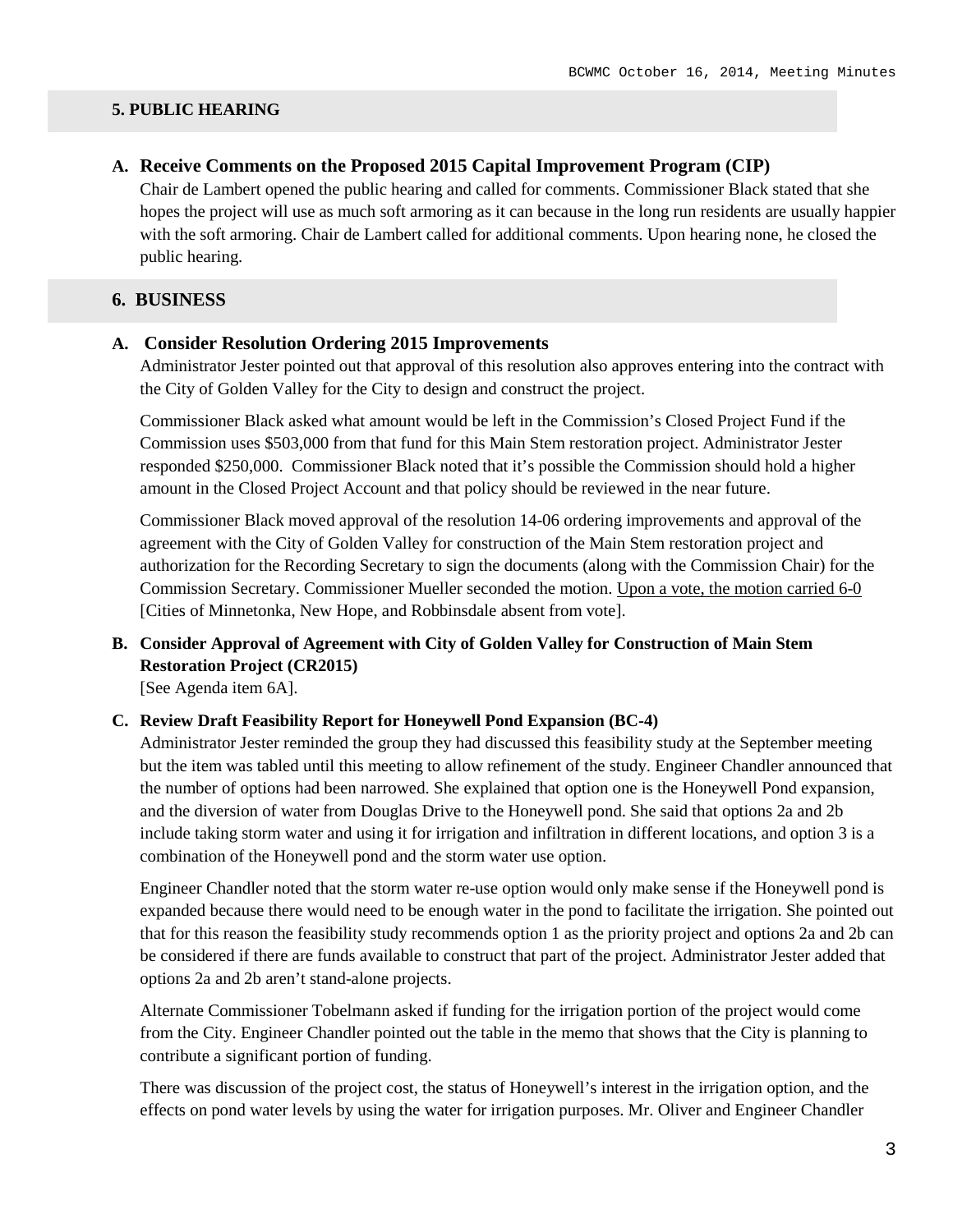## 5. PUBLIC HEARING

**A. Receive Comments on the Proposed 2015 Capital Improvement Program (CIP)**

Chair de Lambert opened the public hearing and called for comments. Commissioner Black stated that she hopes the project will use as much soft armoring as it can because in the long run residents are usually happier with the soft armoring. Chair de Lambert called for additional comments. Upon hearing none, he closed the public hearing.

## 6. BUSINESS

**A. Consider Resolution Ordering 2015 Improvements**

Administrator Jester pointed out that approval of this resolution also approves entering into the contract with the City of Golden Valley for the City to design and construct the project.

Commissioner Black asked what amount would be left in the Commission's Closed Project Fund if the Commission uses $503,000 from that fund for this Main Stem restoration project. Administrator Jester responded $250,000. Commissioner Black noted that it's possible the Commission should hold a higher amount in the Closed Project Account and that policy should be reviewed in the near future.

Commissioner Black moved approval of the resolution 14-06 ordering improvements and approval of the agreement with the City of Golden Valley for construction of the Main Stem restoration project and authorization for the Recording Secretary to sign the documents (along with the Commission Chair) for the Commission Secretary. Commissioner Mueller seconded the motion. <u>Upon a vote, the motion carried 6-0</u> [Cities of Minnetonka, New Hope, and Robbinsdale absent from vote].

**B. Consider Approval of Agreement with City of Golden Valley for Construction of Main Stem Restoration Project (CR2015)**

[See Agenda item 6A].

**C. Review Draft Feasibility Report for Honeywell Pond Expansion (BC-4)**

Administrator Jester reminded the group they had discussed this feasibility study at the September meeting but the item was tabled until this meeting to allow refinement of the study. Engineer Chandler announced that the number of options had been narrowed. She explained that option one is the Honeywell Pond expansion, and the diversion of water from Douglas Drive to the Honeywell pond. She said that options 2a and 2b include taking storm water and using it for irrigation and infiltration in different locations, and option 3 is a combination of the Honeywell pond and the storm water use option.

Engineer Chandler noted that the storm water re-use option would only make sense if the Honeywell pond is expanded because there would need to be enough water in the pond to facilitate the irrigation. She pointed out that for this reason the feasibility study recommends option 1 as the priority project and options 2a and 2b can be considered if there are funds available to construct that part of the project. Administrator Jester added that options 2a and 2b aren't stand-alone projects.

Alternate Commissioner Tobelmann asked if funding for the irrigation portion of the project would come from the City. Engineer Chandler pointed out the table in the memo that shows that the City is planning to contribute a significant portion of funding.

There was discussion of the project cost, the status of Honeywell's interest in the irrigation option, and the effects on pond water levels by using the water for irrigation purposes. Mr. Oliver and Engineer Chandler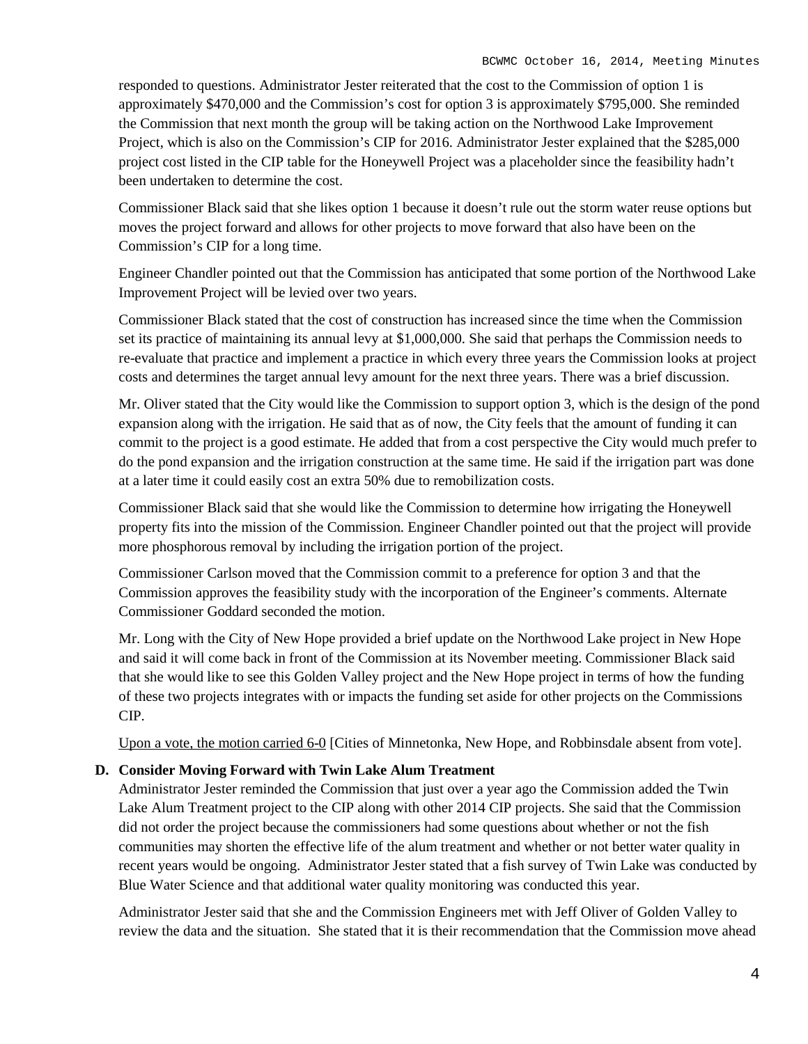responded to questions. Administrator Jester reiterated that the cost to the Commission of option 1 is approximately $470,000 and the Commission's cost for option 3 is approximately $795,000. She reminded the Commission that next month the group will be taking action on the Northwood Lake Improvement Project, which is also on the Commission's CIP for 2016. Administrator Jester explained that the $285,000 project cost listed in the CIP table for the Honeywell Project was a placeholder since the feasibility hadn't been undertaken to determine the cost.

Commissioner Black said that she likes option 1 because it doesn't rule out the storm water reuse options but moves the project forward and allows for other projects to move forward that also have been on the Commission's CIP for a long time.

Engineer Chandler pointed out that the Commission has anticipated that some portion of the Northwood Lake Improvement Project will be levied over two years.

Commissioner Black stated that the cost of construction has increased since the time when the Commission set its practice of maintaining its annual levy at $1,000,000. She said that perhaps the Commission needs to re-evaluate that practice and implement a practice in which every three years the Commission looks at project costs and determines the target annual levy amount for the next three years. There was a brief discussion.

Mr. Oliver stated that the City would like the Commission to support option 3, which is the design of the pond expansion along with the irrigation. He said that as of now, the City feels that the amount of funding it can commit to the project is a good estimate. He added that from a cost perspective the City would much prefer to do the pond expansion and the irrigation construction at the same time. He said if the irrigation part was done at a later time it could easily cost an extra 50% due to remobilization costs.

Commissioner Black said that she would like the Commission to determine how irrigating the Honeywell property fits into the mission of the Commission. Engineer Chandler pointed out that the project will provide more phosphorous removal by including the irrigation portion of the project.

Commissioner Carlson moved that the Commission commit to a preference for option 3 and that the Commission approves the feasibility study with the incorporation of the Engineer's comments. Alternate Commissioner Goddard seconded the motion.

Mr. Long with the City of New Hope provided a brief update on the Northwood Lake project in New Hope and said it will come back in front of the Commission at its November meeting. Commissioner Black said that she would like to see this Golden Valley project and the New Hope project in terms of how the funding of these two projects integrates with or impacts the funding set aside for other projects on the Commissions CIP.

Upon a vote, the motion carried 6-0 [Cities of Minnetonka, New Hope, and Robbinsdale absent from vote].

**D. Consider Moving Forward with Twin Lake Alum Treatment**

Administrator Jester reminded the Commission that just over a year ago the Commission added the Twin Lake Alum Treatment project to the CIP along with other 2014 CIP projects. She said that the Commission did not order the project because the commissioners had some questions about whether or not the fish communities may shorten the effective life of the alum treatment and whether or not better water quality in recent years would be ongoing. Administrator Jester stated that a fish survey of Twin Lake was conducted by Blue Water Science and that additional water quality monitoring was conducted this year.

Administrator Jester said that she and the Commission Engineers met with Jeff Oliver of Golden Valley to review the data and the situation. She stated that it is their recommendation that the Commission move ahead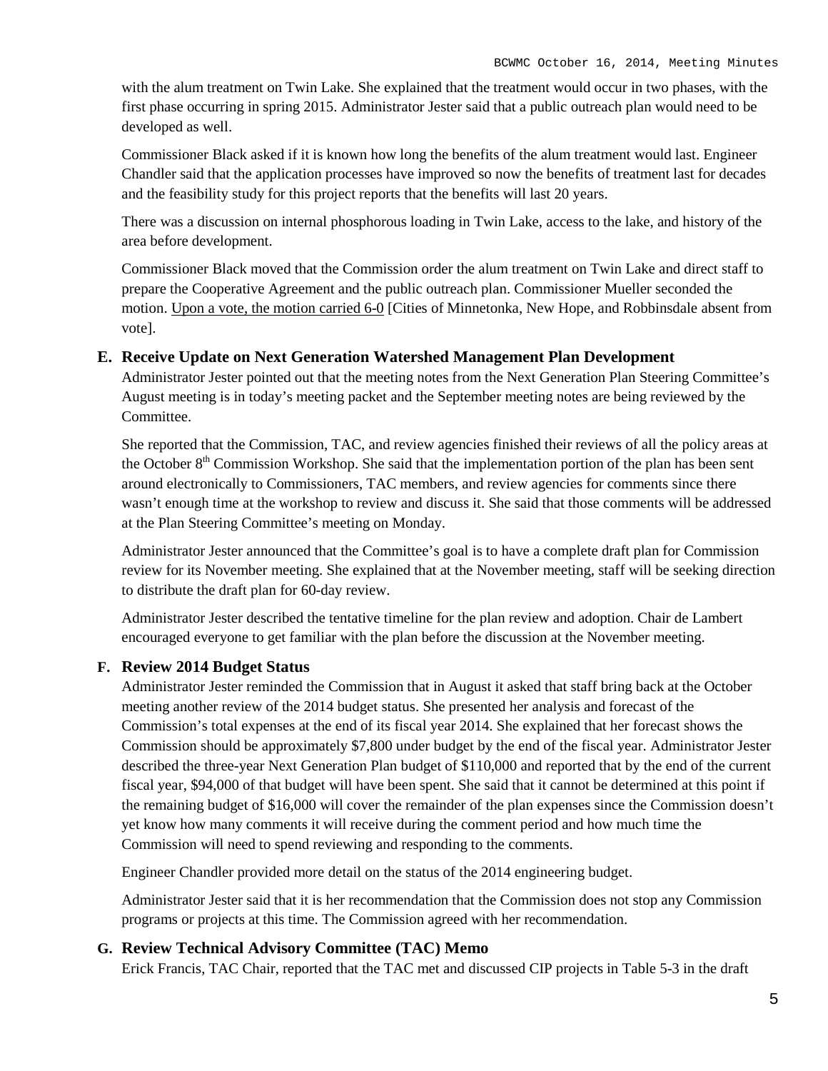with the alum treatment on Twin Lake. She explained that the treatment would occur in two phases, with the first phase occurring in spring 2015. Administrator Jester said that a public outreach plan would need to be developed as well.

Commissioner Black asked if it is known how long the benefits of the alum treatment would last. Engineer Chandler said that the application processes have improved so now the benefits of treatment last for decades and the feasibility study for this project reports that the benefits will last 20 years.

There was a discussion on internal phosphorous loading in Twin Lake, access to the lake, and history of the area before development.

Commissioner Black moved that the Commission order the alum treatment on Twin Lake and direct staff to prepare the Cooperative Agreement and the public outreach plan. Commissioner Mueller seconded the motion. Upon a vote, the motion carried 6-0 [Cities of Minnetonka, New Hope, and Robbinsdale absent from vote].

### E. Receive Update on Next Generation Watershed Management Plan Development

Administrator Jester pointed out that the meeting notes from the Next Generation Plan Steering Committee's August meeting is in today's meeting packet and the September meeting notes are being reviewed by the Committee.

She reported that the Commission, TAC, and review agencies finished their reviews of all the policy areas at the October 8th Commission Workshop. She said that the implementation portion of the plan has been sent around electronically to Commissioners, TAC members, and review agencies for comments since there wasn't enough time at the workshop to review and discuss it. She said that those comments will be addressed at the Plan Steering Committee's meeting on Monday.

Administrator Jester announced that the Committee's goal is to have a complete draft plan for Commission review for its November meeting. She explained that at the November meeting, staff will be seeking direction to distribute the draft plan for 60-day review.

Administrator Jester described the tentative timeline for the plan review and adoption. Chair de Lambert encouraged everyone to get familiar with the plan before the discussion at the November meeting.

### F. Review 2014 Budget Status

Administrator Jester reminded the Commission that in August it asked that staff bring back at the October meeting another review of the 2014 budget status. She presented her analysis and forecast of the Commission's total expenses at the end of its fiscal year 2014. She explained that her forecast shows the Commission should be approximately $7,800 under budget by the end of the fiscal year. Administrator Jester described the three-year Next Generation Plan budget of $110,000 and reported that by the end of the current fiscal year, $94,000 of that budget will have been spent. She said that it cannot be determined at this point if the remaining budget of $16,000 will cover the remainder of the plan expenses since the Commission doesn't yet know how many comments it will receive during the comment period and how much time the Commission will need to spend reviewing and responding to the comments.

Engineer Chandler provided more detail on the status of the 2014 engineering budget.

Administrator Jester said that it is her recommendation that the Commission does not stop any Commission programs or projects at this time. The Commission agreed with her recommendation.

### G. Review Technical Advisory Committee (TAC) Memo

Erick Francis, TAC Chair, reported that the TAC met and discussed CIP projects in Table 5-3 in the draft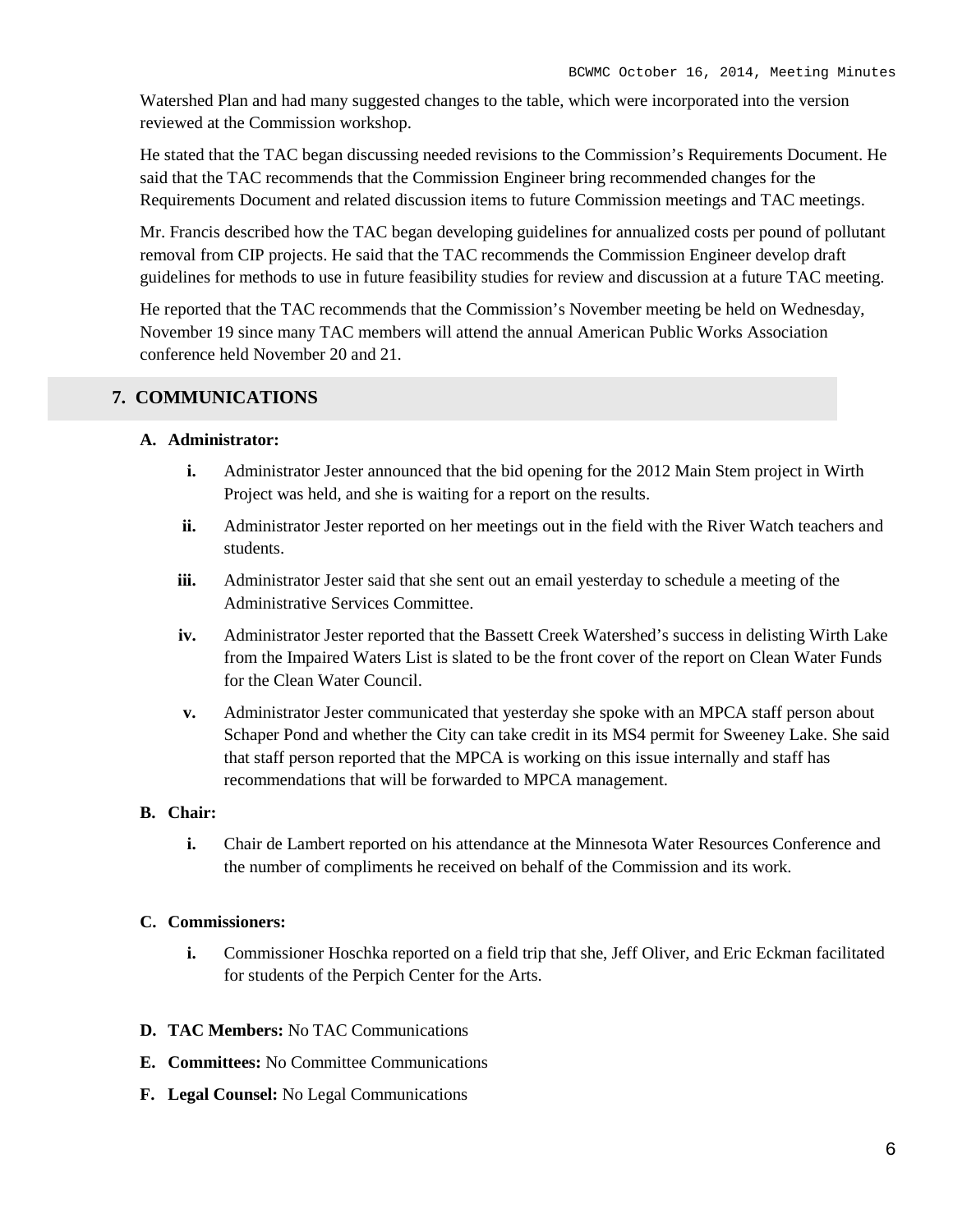Watershed Plan and had many suggested changes to the table, which were incorporated into the version reviewed at the Commission workshop.

He stated that the TAC began discussing needed revisions to the Commission's Requirements Document. He said that the TAC recommends that the Commission Engineer bring recommended changes for the Requirements Document and related discussion items to future Commission meetings and TAC meetings.

Mr. Francis described how the TAC began developing guidelines for annualized costs per pound of pollutant removal from CIP projects. He said that the TAC recommends the Commission Engineer develop draft guidelines for methods to use in future feasibility studies for review and discussion at a future TAC meeting.

He reported that the TAC recommends that the Commission's November meeting be held on Wednesday, November 19 since many TAC members will attend the annual American Public Works Association conference held November 20 and 21.

## 7. COMMUNICATIONS

**A. Administrator:**

- **i.** Administrator Jester announced that the bid opening for the 2012 Main Stem project in Wirth Project was held, and she is waiting for a report on the results.
- **ii.** Administrator Jester reported on her meetings out in the field with the River Watch teachers and students.
- **iii.** Administrator Jester said that she sent out an email yesterday to schedule a meeting of the Administrative Services Committee.
- **iv.** Administrator Jester reported that the Bassett Creek Watershed's success in delisting Wirth Lake from the Impaired Waters List is slated to be the front cover of the report on Clean Water Funds for the Clean Water Council.
- **v.** Administrator Jester communicated that yesterday she spoke with an MPCA staff person about Schaper Pond and whether the City can take credit in its MS4 permit for Sweeney Lake. She said that staff person reported that the MPCA is working on this issue internally and staff has recommendations that will be forwarded to MPCA management.

**B. Chair:**

- **i.** Chair de Lambert reported on his attendance at the Minnesota Water Resources Conference and the number of compliments he received on behalf of the Commission and its work.

**C. Commissioners:**

- **i.** Commissioner Hoschka reported on a field trip that she, Jeff Oliver, and Eric Eckman facilitated for students of the Perpich Center for the Arts.

**D. TAC Members:** No TAC Communications

**E. Committees:** No Committee Communications

**F. Legal Counsel:** No Legal Communications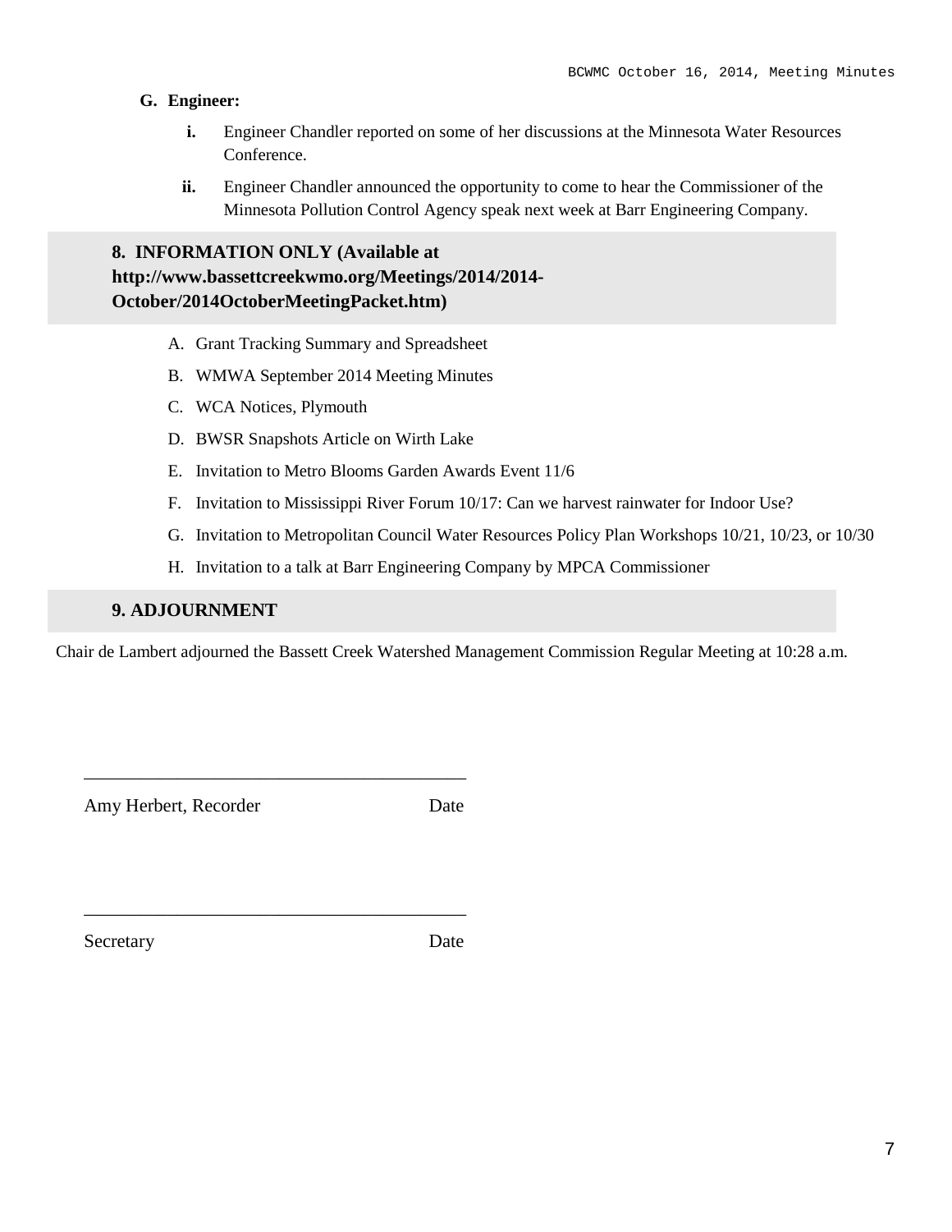**G. Engineer:**

**i.** Engineer Chandler reported on some of her discussions at the Minnesota Water Resources Conference.

**ii.** Engineer Chandler announced the opportunity to come to hear the Commissioner of the Minnesota Pollution Control Agency speak next week at Barr Engineering Company.

## 8. INFORMATION ONLY (Available at http://www.bassettcreekwmo.org/Meetings/2014/2014-October/2014OctoberMeetingPacket.htm)

A. Grant Tracking Summary and Spreadsheet

B. WMWA September 2014 Meeting Minutes

C. WCA Notices, Plymouth

D. BWSR Snapshots Article on Wirth Lake

E. Invitation to Metro Blooms Garden Awards Event 11/6

F. Invitation to Mississippi River Forum 10/17: Can we harvest rainwater for Indoor Use?

G. Invitation to Metropolitan Council Water Resources Policy Plan Workshops 10/21, 10/23, or 10/30

H. Invitation to a talk at Barr Engineering Company by MPCA Commissioner

## 9. ADJOURNMENT

Chair de Lambert adjourned the Bassett Creek Watershed Management Commission Regular Meeting at 10:28 a.m.

\_\_\_\_\_\_\_\_\_\_\_\_\_\_\_\_\_\_\_\_\_\_\_\_\_\_\_\_\_\_\_\_\_\_\_\_\_\_\_\_\_\_

Amy Herbert, Recorder Date

\_\_\_\_\_\_\_\_\_\_\_\_\_\_\_\_\_\_\_\_\_\_\_\_\_\_\_\_\_\_\_\_\_\_\_\_\_\_\_\_\_\_

Secretary Date